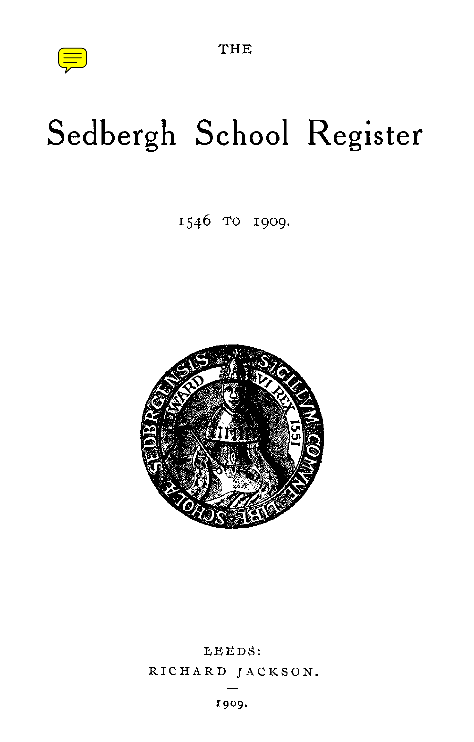THE

# Sedbergh School Register

1546 TO 1909.

LEEDS:

RICHARD JACKSON.

1909.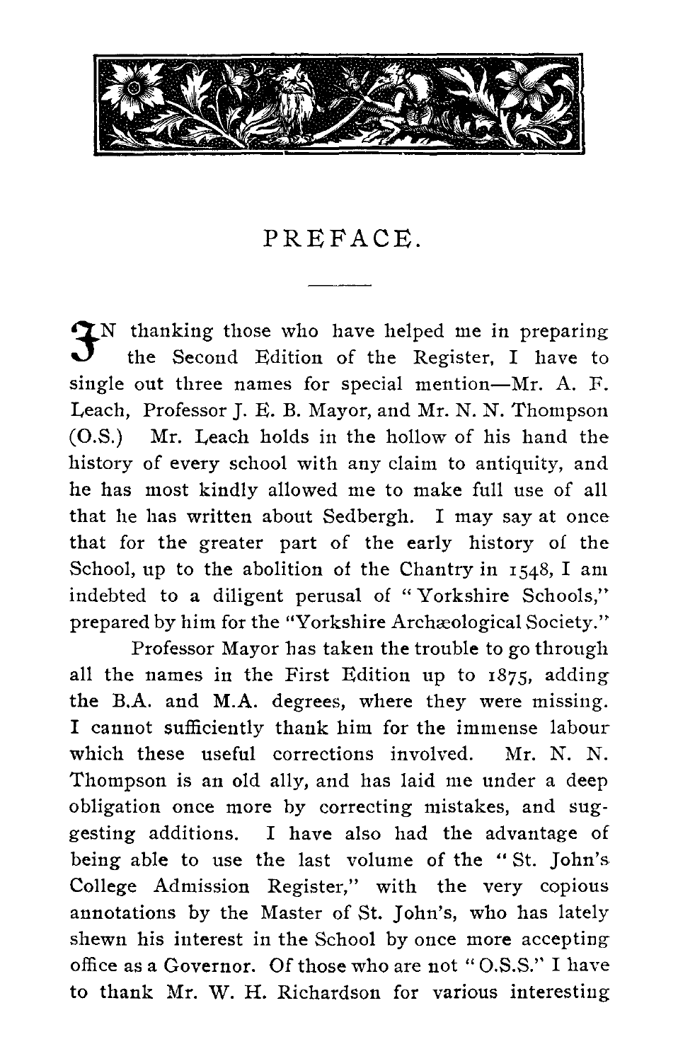# PREFACE.

In thanking those who have helped me in preparing the Second Edition of the Register, I have to single out three names for special mention—Mr. A. F. Leach, Professor J. E. B. Mayor, and Mr. N. N. Thompson (O.S.) Mr. Leach holds in the hollow of his hand the history of every school with any claim to antiquity, and he has most kindly allowed me to make full use of all that he has written about Sedbergh. I may say at once that for the greater part of the early history of the School, up to the abolition of the Chantry in 1548, I am indebted to a diligent perusal of "Yorkshire Schools," prepared by him for the "Yorkshire Archæological Society."

Professor Mayor has taken the trouble to go through all the names in the First Edition up to 1875, adding the B.A. and M.A. degrees, where they were missing. I cannot sufficiently thank him for the immense labour which these useful corrections involved. Mr. N. N. Thompson is an old ally, and has laid me under a deep obligation once more by correcting mistakes, and suggesting additions. I have also had the advantage of being able to use the last volume of the "St. John's College Admission Register," with the very copious annotations by the Master of St. John's, who has lately shewn his interest in the School by once more accepting office as a Governor. Of those who are not "O.S.S." I have to thank Mr. W. H. Richardson for various interesting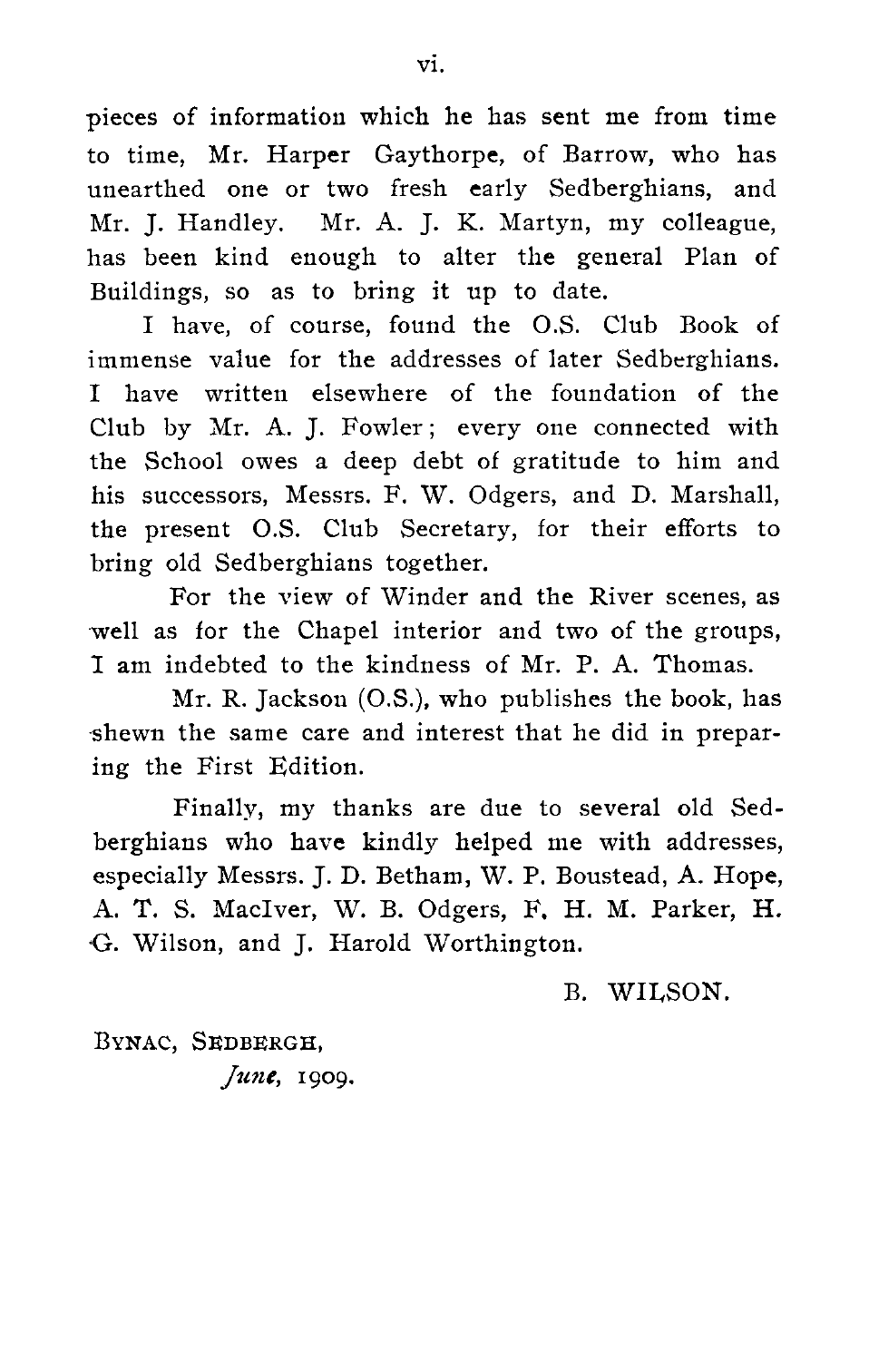pieces of information which he has sent me from time to time, Mr. Harper Gaythorpe, of Barrow, who has unearthed one or two fresh early Sedberghians, and Mr. J. Handley. Mr. A. J. K. Martyn, my colleague, has been kind enough to alter the general Plan of Buildings, so as to bring it up to date.

I have, of course, found the O.S. Club Book of immense value for the addresses of later Sedberghians. I have written elsewhere of the foundation of the Club by Mr. A. J. Fowler; every one connected with the School owes a deep debt of gratitude to him and his successors, Messrs. F. W. Odgers, and D. Marshall, the present O.S. Club Secretary, for their efforts to bring old Sedberghians together.

For the view of Winder and the River scenes, as well as for the Chapel interior and two of the groups, I am indebted to the kindness of Mr. P. A. Thomas.

Mr. R. Jackson (O.S.), who publishes the book, has shewn the same care and interest that he did in preparing the First Edition.

Finally, my thanks are due to several old Sedberghians who have kindly helped me with addresses, especially Messrs. J. D. Betham, W. P. Boustead, A. Hope, A. T. S. MacIver, W. B. Odgers, F. H. M. Parker, H. G. Wilson, and J. Harold Worthington.

B. WILSON.

BYNAC, SEDBERGH,
*June*, 1909.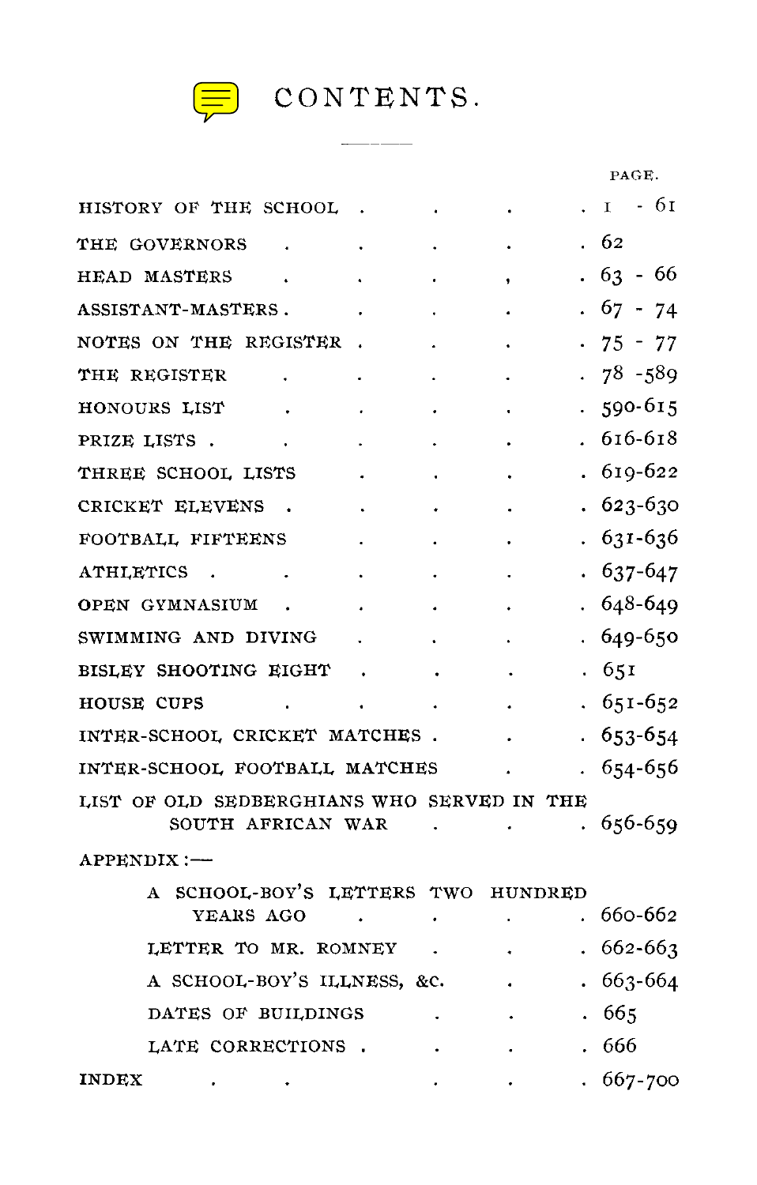# CONTENTS.

| | PAGE. |
|---|---|
| HISTORY OF THE SCHOOL | 1 - 61 |
| THE GOVERNORS | 62 |
| HEAD MASTERS | 63 - 66 |
| ASSISTANT-MASTERS | 67 - 74 |
| NOTES ON THE REGISTER | 75 - 77 |
| THE REGISTER | 78 - 589 |
| HONOURS LIST | 590-615 |
| PRIZE LISTS | 616-618 |
| THREE SCHOOL LISTS | 619-622 |
| CRICKET ELEVENS | 623-630 |
| FOOTBALL FIFTEENS | 631-636 |
| ATHLETICS | 637-647 |
| OPEN GYMNASIUM | 648-649 |
| SWIMMING AND DIVING | 649-650 |
| BISLEY SHOOTING EIGHT | 651 |
| HOUSE CUPS | 651-652 |
| INTER-SCHOOL CRICKET MATCHES | 653-654 |
| INTER-SCHOOL FOOTBALL MATCHES | 654-656 |
| LIST OF OLD SEDBERGHIANS WHO SERVED IN THE SOUTH AFRICAN WAR | 656-659 |
| APPENDIX :— | |
| A SCHOOL-BOY'S LETTERS TWO HUNDRED YEARS AGO | 660-662 |
| LETTER TO MR. ROMNEY | 662-663 |
| A SCHOOL-BOY'S ILLNESS, &c. | 663-664 |
| DATES OF BUILDINGS | 665 |
| LATE CORRECTIONS | 666 |
| INDEX | 667-700 |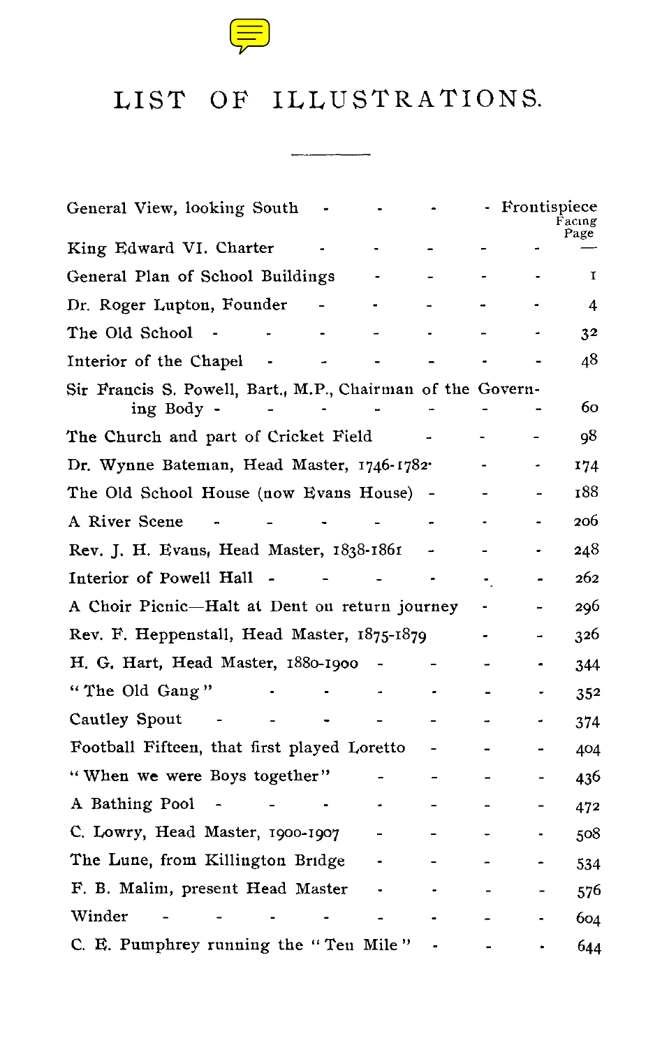# LIST OF ILLUSTRATIONS.

| | Facing Page |
|---|---|
| General View, looking South | Frontispiece |
| King Edward VI. Charter | — |
| General Plan of School Buildings | 1 |
| Dr. Roger Lupton, Founder | 4 |
| The Old School | 32 |
| Interior of the Chapel | 48 |
| Sir Francis S. Powell, Bart., M.P., Chairman of the Governing Body | 60 |
| The Church and part of Cricket Field | 98 |
| Dr. Wynne Bateman, Head Master, 1746-1782 | 174 |
| The Old School House (now Evans House) | 188 |
| A River Scene | 206 |
| Rev. J. H. Evans, Head Master, 1838-1861 | 248 |
| Interior of Powell Hall | 262 |
| A Choir Picnic—Halt at Dent on return journey | 296 |
| Rev. F. Heppenstall, Head Master, 1875-1879 | 326 |
| H. G. Hart, Head Master, 1880-1900 | 344 |
| "The Old Gang" | 352 |
| Cautley Spout | 374 |
| Football Fifteen, that first played Loretto | 404 |
| "When we were Boys together" | 436 |
| A Bathing Pool | 472 |
| C. Lowry, Head Master, 1900-1907 | 508 |
| The Lune, from Killington Bridge | 534 |
| F. B. Malim, present Head Master | 576 |
| Winder | 604 |
| C. E. Pumphrey running the "Ten Mile" | 644 |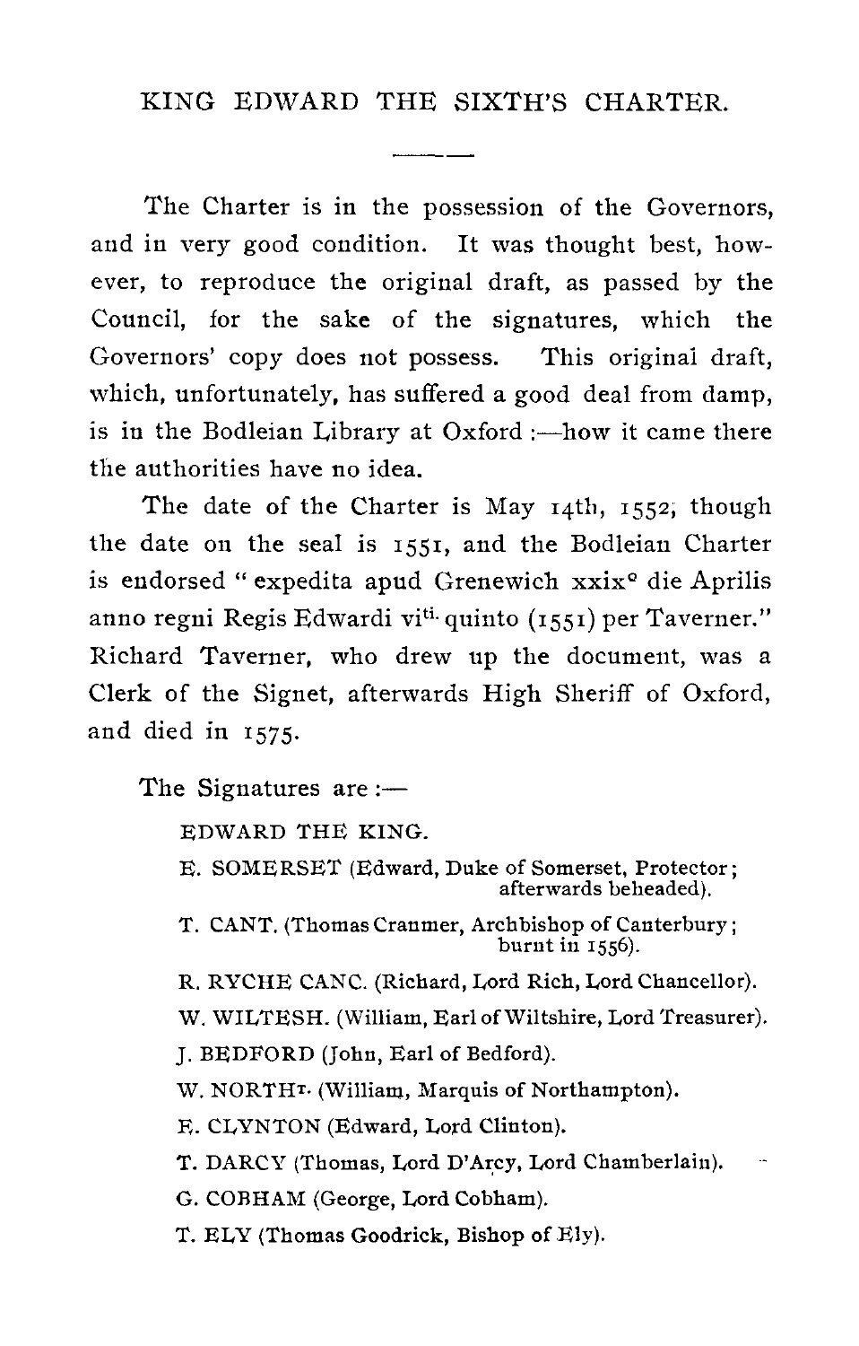# KING EDWARD THE SIXTH'S CHARTER.

The Charter is in the possession of the Governors, and in very good condition. It was thought best, however, to reproduce the original draft, as passed by the Council, for the sake of the signatures, which the Governors' copy does not possess. This original draft, which, unfortunately, has suffered a good deal from damp, is in the Bodleian Library at Oxford :—how it came there the authorities have no idea.

The date of the Charter is May 14th, 1552, though the date on the seal is 1551, and the Bodleian Charter is endorsed "expedita apud Grenewich xxix° die Aprilis anno regni Regis Edwardi vi^ti. quinto (1551) per Taverner." Richard Taverner, who drew up the document, was a Clerk of the Signet, afterwards High Sheriff of Oxford, and died in 1575.

The Signatures are :—

EDWARD THE KING.

E. SOMERSET (Edward, Duke of Somerset, Protector; afterwards beheaded).

T. CANT. (Thomas Cranmer, Archbishop of Canterbury; burnt in 1556).

R. RYCHE CANC. (Richard, Lord Rich, Lord Chancellor).

W. WILTESH. (William, Earl of Wiltshire, Lord Treasurer).

J. BEDFORD (John, Earl of Bedford).

W. NORTH^T. (William, Marquis of Northampton).

E. CLYNTON (Edward, Lord Clinton).

T. DARCY (Thomas, Lord D'Arcy, Lord Chamberlain).

G. COBHAM (George, Lord Cobham).

T. ELY (Thomas Goodrick, Bishop of Ely).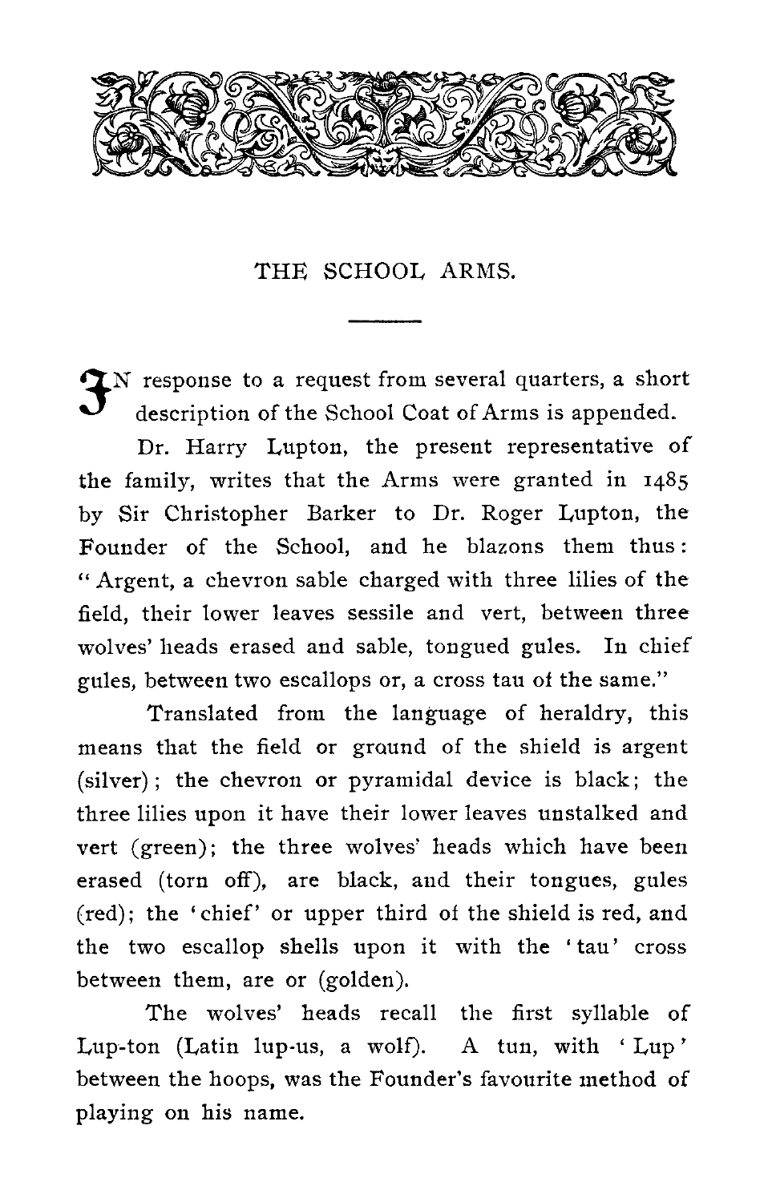## THE SCHOOL ARMS.

In response to a request from several quarters, a short description of the School Coat of Arms is appended.

Dr. Harry Lupton, the present representative of the family, writes that the Arms were granted in 1485 by Sir Christopher Barker to Dr. Roger Lupton, the Founder of the School, and he blazons them thus: "Argent, a chevron sable charged with three lilies of the field, their lower leaves sessile and vert, between three wolves' heads erased and sable, tongued gules. In chief gules, between two escallops or, a cross tau of the same."

Translated from the language of heraldry, this means that the field or ground of the shield is argent (silver); the chevron or pyramidal device is black; the three lilies upon it have their lower leaves unstalked and vert (green); the three wolves' heads which have been erased (torn off), are black, and their tongues, gules (red); the 'chief' or upper third of the shield is red, and the two escallop shells upon it with the 'tau' cross between them, are or (golden).

The wolves' heads recall the first syllable of Lup-ton (Latin lup-us, a wolf). A tun, with 'Lup' between the hoops, was the Founder's favourite method of playing on his name.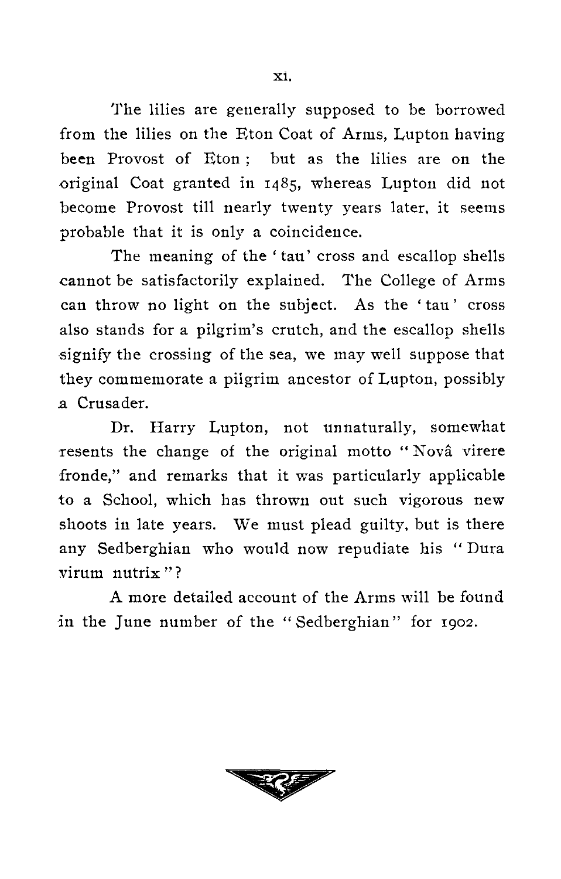The lilies are generally supposed to be borrowed from the lilies on the Eton Coat of Arms, Lupton having been Provost of Eton ; but as the lilies are on the original Coat granted in 1485, whereas Lupton did not become Provost till nearly twenty years later, it seems probable that it is only a coincidence.

The meaning of the 'tau' cross and escallop shells cannot be satisfactorily explained. The College of Arms can throw no light on the subject. As the 'tau' cross also stands for a pilgrim's crutch, and the escallop shells signify the crossing of the sea, we may well suppose that they commemorate a pilgrim ancestor of Lupton, possibly a Crusader.

Dr. Harry Lupton, not unnaturally, somewhat resents the change of the original motto "Novâ virere fronde," and remarks that it was particularly applicable to a School, which has thrown out such vigorous new shoots in late years. We must plead guilty, but is there any Sedberghian who would now repudiate his "Dura virum nutrix"?

A more detailed account of the Arms will be found in the June number of the "Sedberghian" for 1902.